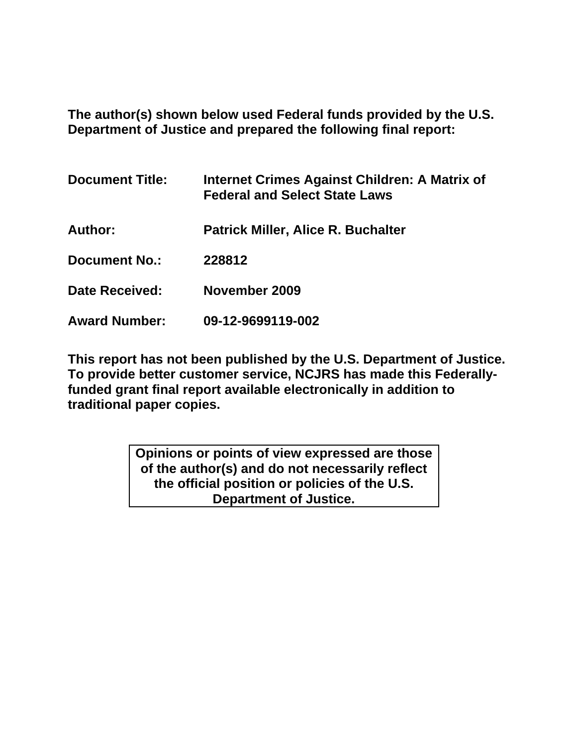**The author(s) shown below used Federal funds provided by the U.S. Department of Justice and prepared the following final report:**

| | |
|---|---|
| **Document Title:** | **Internet Crimes Against Children: A Matrix of Federal and Select State Laws** |
| **Author:** | **Patrick Miller, Alice R. Buchalter** |
| **Document No.:** | **228812** |
| **Date Received:** | **November 2009** |
| **Award Number:** | **09-12-9699119-002** |

**This report has not been published by the U.S. Department of Justice. To provide better customer service, NCJRS has made this Federally-funded grant final report available electronically in addition to traditional paper copies.**

**Opinions or points of view expressed are those of the author(s) and do not necessarily reflect the official position or policies of the U.S. Department of Justice.**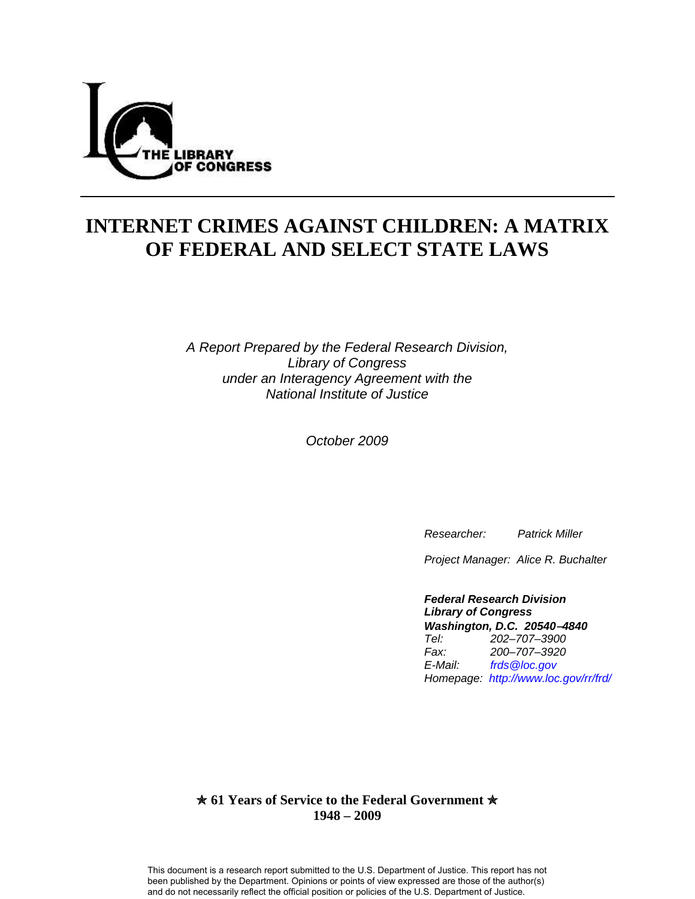THE LIBRARY OF CONGRESS

# INTERNET CRIMES AGAINST CHILDREN: A MATRIX OF FEDERAL AND SELECT STATE LAWS

*A Report Prepared by the Federal Research Division, Library of Congress under an Interagency Agreement with the National Institute of Justice*

*October 2009*

*Researcher:* *Patrick Miller*

*Project Manager:* *Alice R. Buchalter*

***Federal Research Division***
***Library of Congress***
***Washington, D.C. 20540–4840***
*Tel:* *202–707–3900*
*Fax:* *200–707–3920*
*E-Mail:* *frds@loc.gov*
*Homepage:* *http://www.loc.gov/rr/frd/*

**★ 61 Years of Service to the Federal Government ★**
**1948 – 2009**

This document is a research report submitted to the U.S. Department of Justice. This report has not been published by the Department. Opinions or points of view expressed are those of the author(s) and do not necessarily reflect the official position or policies of the U.S. Department of Justice.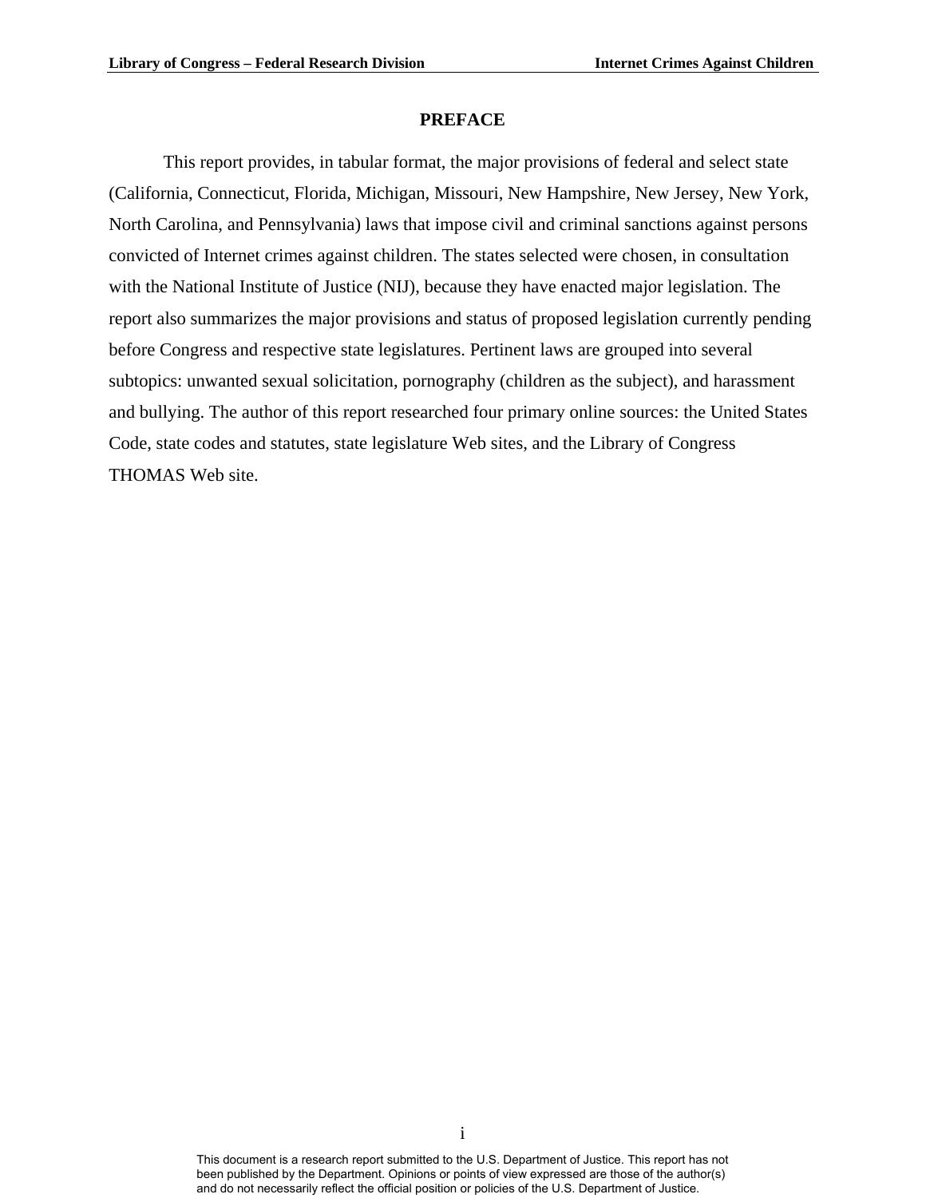## PREFACE

This report provides, in tabular format, the major provisions of federal and select state (California, Connecticut, Florida, Michigan, Missouri, New Hampshire, New Jersey, New York, North Carolina, and Pennsylvania) laws that impose civil and criminal sanctions against persons convicted of Internet crimes against children. The states selected were chosen, in consultation with the National Institute of Justice (NIJ), because they have enacted major legislation. The report also summarizes the major provisions and status of proposed legislation currently pending before Congress and respective state legislatures. Pertinent laws are grouped into several subtopics: unwanted sexual solicitation, pornography (children as the subject), and harassment and bullying. The author of this report researched four primary online sources: the United States Code, state codes and statutes, state legislature Web sites, and the Library of Congress THOMAS Web site.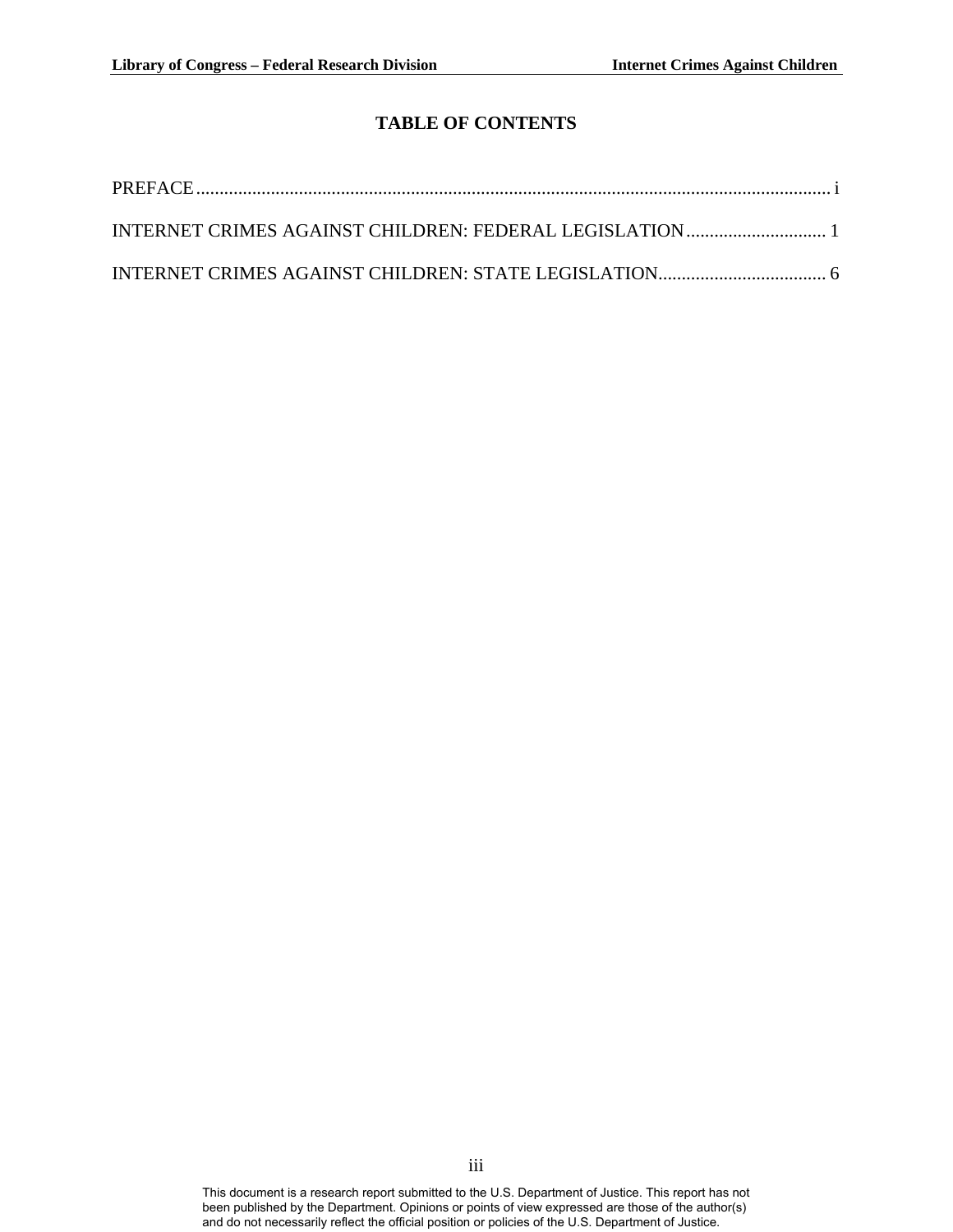# TABLE OF CONTENTS

PREFACE ........................................................................................................................................ i

INTERNET CRIMES AGAINST CHILDREN: FEDERAL LEGISLATION .............................. 1

INTERNET CRIMES AGAINST CHILDREN: STATE LEGISLATION.................................... 6

This document is a research report submitted to the U.S. Department of Justice. This report has not been published by the Department. Opinions or points of view expressed are those of the author(s) and do not necessarily reflect the official position or policies of the U.S. Department of Justice.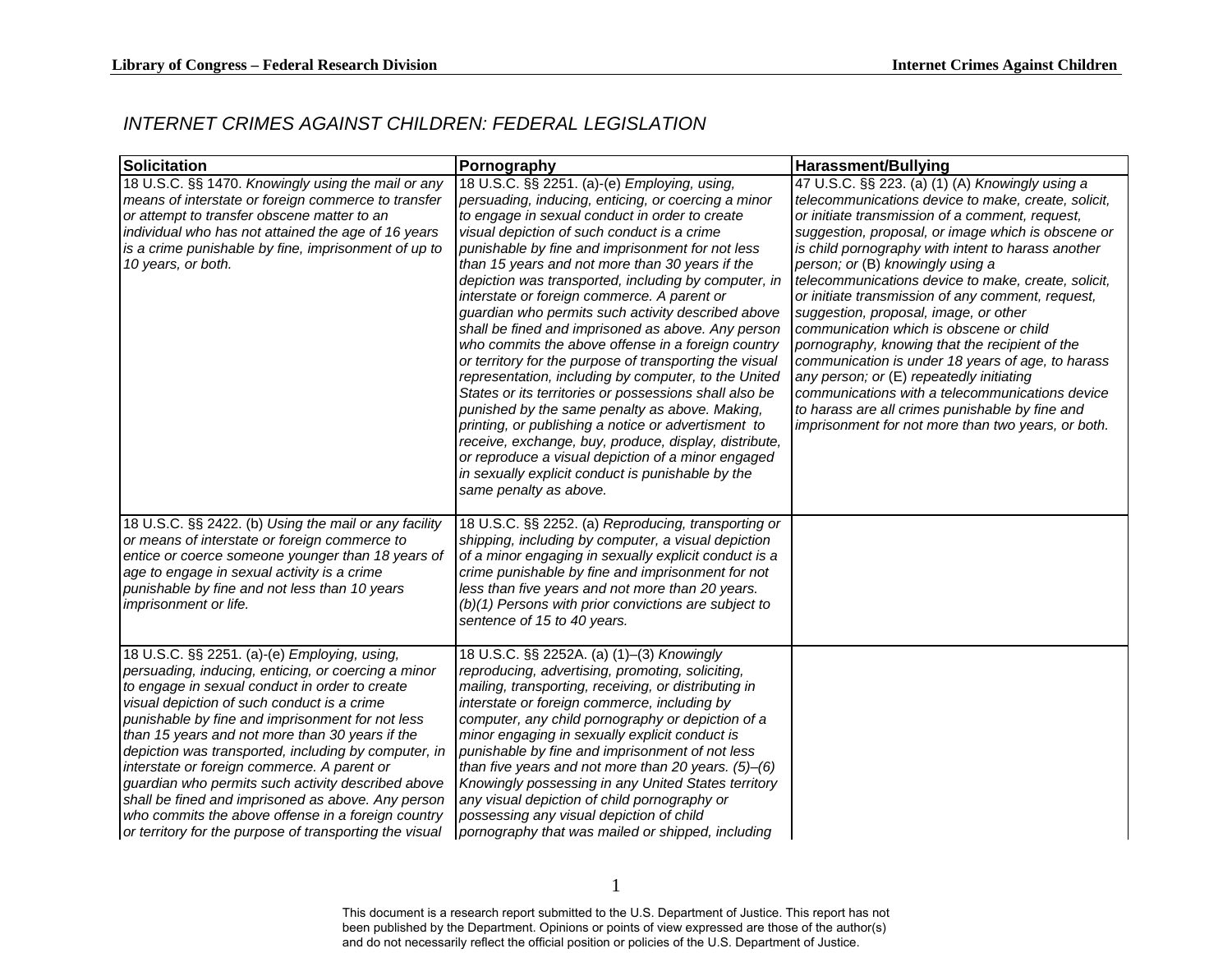*INTERNET CRIMES AGAINST CHILDREN: FEDERAL LEGISLATION*

| Solicitation | Pornography | Harassment/Bullying |
|---|---|---|
| 18 U.S.C. §§ 1470. *Knowingly using the mail or any means of interstate or foreign commerce to transfer or attempt to transfer obscene matter to an individual who has not attained the age of 16 years is a crime punishable by fine, imprisonment of up to 10 years, or both.* | 18 U.S.C. §§ 2251. (a)-(e) *Employing, using, persuading, inducing, enticing, or coercing a minor to engage in sexual conduct in order to create visual depiction of such conduct is a crime punishable by fine and imprisonment for not less than 15 years and not more than 30 years if the depiction was transported, including by computer, in interstate or foreign commerce. A parent or guardian who permits such activity described above shall be fined and imprisoned as above. Any person who commits the above offense in a foreign country or territory for the purpose of transporting the visual representation, including by computer, to the United States or its territories or possessions shall also be punished by the same penalty as above. Making, printing, or publishing a notice or advertisment to receive, exchange, buy, produce, display, distribute, or reproduce a visual depiction of a minor engaged in sexually explicit conduct is punishable by the same penalty as above.* | 47 U.S.C. §§ 223. (a) (1) (A) *Knowingly using a telecommunications device to make, create, solicit, or initiate transmission of a comment, request, suggestion, proposal, or image which is obscene or is child pornography with intent to harass another person; or* (B) *knowingly using a telecommunications device to make, create, solicit, or initiate transmission of any comment, request, suggestion, proposal, image, or other communication which is obscene or child pornography, knowing that the recipient of the communication is under 18 years of age, to harass any person; or* (E) *repeatedly initiating communications with a telecommunications device to harass are all crimes punishable by fine and imprisonment for not more than two years, or both.* |
| 18 U.S.C. §§ 2422. (b) *Using the mail or any facility or means of interstate or foreign commerce to entice or coerce someone younger than 18 years of age to engage in sexual activity is a crime punishable by fine and not less than 10 years imprisonment or life.* | 18 U.S.C. §§ 2252. (a) *Reproducing, transporting or shipping, including by computer, a visual depiction of a minor engaging in sexually explicit conduct is a crime punishable by fine and imprisonment for not less than five years and not more than 20 years. (b)(1) Persons with prior convictions are subject to sentence of 15 to 40 years.* | |
| 18 U.S.C. §§ 2251. (a)-(e) *Employing, using, persuading, inducing, enticing, or coercing a minor to engage in sexual conduct in order to create visual depiction of such conduct is a crime punishable by fine and imprisonment for not less than 15 years and not more than 30 years if the depiction was transported, including by computer, in interstate or foreign commerce. A parent or guardian who permits such activity described above shall be fined and imprisoned as above. Any person who commits the above offense in a foreign country or territory for the purpose of transporting the visual* | 18 U.S.C. §§ 2252A. (a) (1)–(3) *Knowingly reproducing, advertising, promoting, soliciting, mailing, transporting, receiving, or distributing in interstate or foreign commerce, including by computer, any child pornography or depiction of a minor engaging in sexually explicit conduct is punishable by fine and imprisonment of not less than five years and not more than 20 years. (5)–(6) Knowingly possessing in any United States territory any visual depiction of child pornography or possessing any visual depiction of child pornography that was mailed or shipped, including* | |

This document is a research report submitted to the U.S. Department of Justice. This report has not been published by the Department. Opinions or points of view expressed are those of the author(s) and do not necessarily reflect the official position or policies of the U.S. Department of Justice.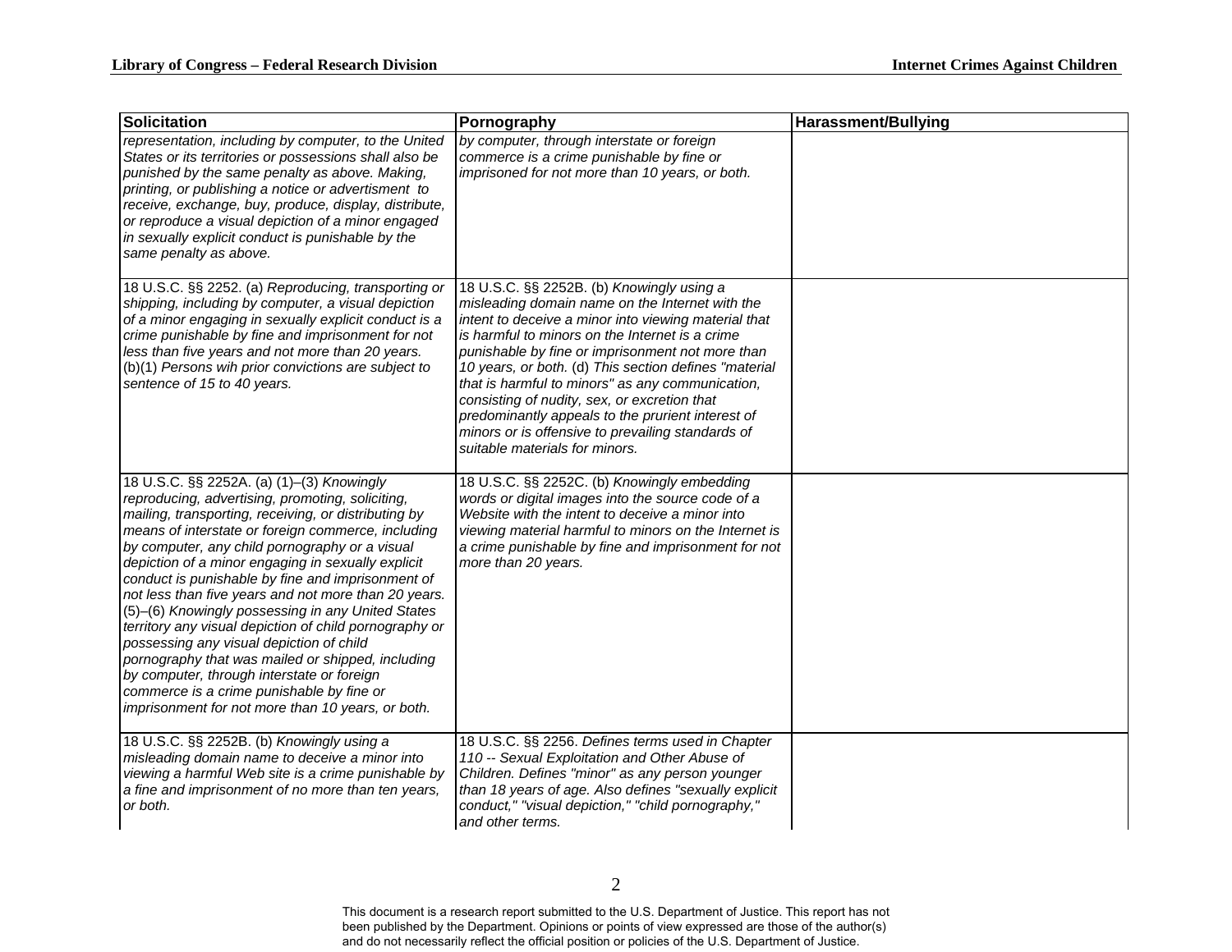| Solicitation | Pornography | Harassment/Bullying |
|---|---|---|
| *representation, including by computer, to the United States or its territories or possessions shall also be punished by the same penalty as above. Making, printing, or publishing a notice or advertisment to receive, exchange, buy, produce, display, distribute, or reproduce a visual depiction of a minor engaged in sexually explicit conduct is punishable by the same penalty as above.* | *by computer, through interstate or foreign commerce is a crime punishable by fine or imprisoned for not more than 10 years, or both.* | |
| 18 U.S.C. §§ 2252. (a) *Reproducing, transporting or shipping, including by computer, a visual depiction of a minor engaging in sexually explicit conduct is a crime punishable by fine and imprisonment for not less than five years and not more than 20 years.* (b)(1) *Persons wih prior convictions are subject to sentence of 15 to 40 years.* | 18 U.S.C. §§ 2252B. (b) *Knowingly using a misleading domain name on the Internet with the intent to deceive a minor into viewing material that is harmful to minors on the Internet is a crime punishable by fine or imprisonment not more than 10 years, or both.* (d) *This section defines "material that is harmful to minors" as any communication, consisting of nudity, sex, or excretion that predominantly appeals to the prurient interest of minors or is offensive to prevailing standards of suitable materials for minors.* | |
| 18 U.S.C. §§ 2252A. (a) (1)–(3) *Knowingly reproducing, advertising, promoting, soliciting, mailing, transporting, receiving, or distributing by means of interstate or foreign commerce, including by computer, any child pornography or a visual depiction of a minor engaging in sexually explicit conduct is punishable by fine and imprisonment of not less than five years and not more than 20 years.* (5)–(6) *Knowingly possessing in any United States territory any visual depiction of child pornography or possessing any visual depiction of child pornography that was mailed or shipped, including by computer, through interstate or foreign commerce is a crime punishable by fine or imprisonment for not more than 10 years, or both.* | 18 U.S.C. §§ 2252C. (b) *Knowingly embedding words or digital images into the source code of a Website with the intent to deceive a minor into viewing material harmful to minors on the Internet is a crime punishable by fine and imprisonment for not more than 20 years.* | |
| 18 U.S.C. §§ 2252B. (b) *Knowingly using a misleading domain name to deceive a minor into viewing a harmful Web site is a crime punishable by a fine and imprisonment of no more than ten years, or both.* | 18 U.S.C. §§ 2256. *Defines terms used in Chapter 110 -- Sexual Exploitation and Other Abuse of Children. Defines "minor" as any person younger than 18 years of age. Also defines "sexually explicit conduct," "visual depiction," "child pornography," and other terms.* | |

This document is a research report submitted to the U.S. Department of Justice. This report has not been published by the Department. Opinions or points of view expressed are those of the author(s) and do not necessarily reflect the official position or policies of the U.S. Department of Justice.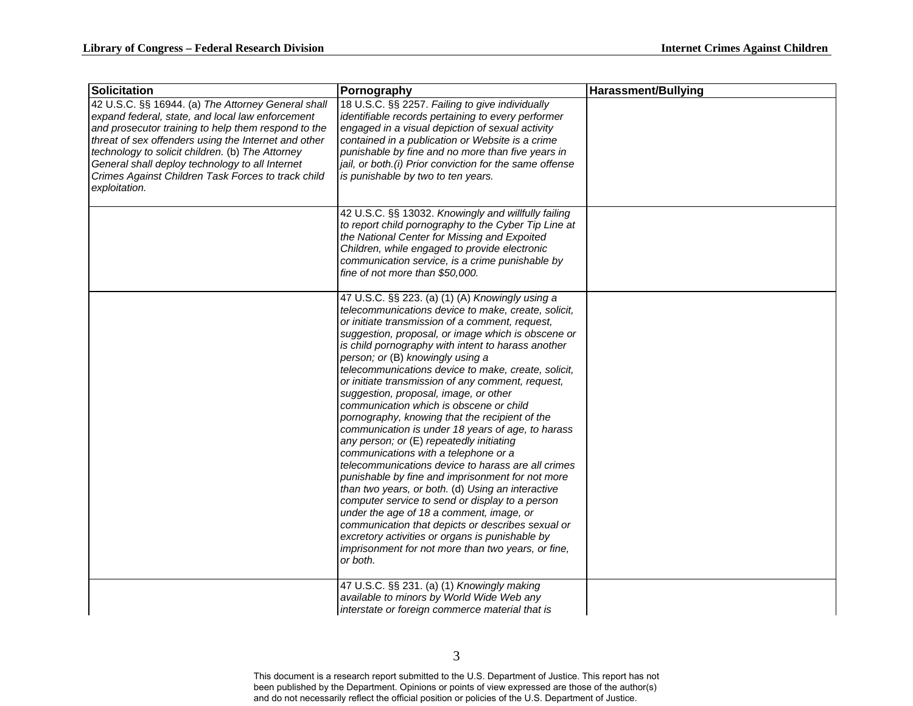| Solicitation | Pornography | Harassment/Bullying |
|---|---|---|
| 42 U.S.C. §§ 16944. (a) *The Attorney General shall expand federal, state, and local law enforcement and prosecutor training to help them respond to the threat of sex offenders using the Internet and other technology to solicit children.* (b) *The Attorney General shall deploy technology to all Internet Crimes Against Children Task Forces to track child exploitation.* | 18 U.S.C. §§ 2257. *Failing to give individually identifiable records pertaining to every performer engaged in a visual depiction of sexual activity contained in a publication or Website is a crime punishable by fine and no more than five years in jail, or both.(i) Prior conviction for the same offense is punishable by two to ten years.* | |
| | 42 U.S.C. §§ 13032. *Knowingly and willfully failing to report child pornography to the Cyber Tip Line at the National Center for Missing and Expoited Children, while engaged to provide electronic communication service, is a crime punishable by fine of not more than $50,000.* | |
| | 47 U.S.C. §§ 223. (a) (1) (A) *Knowingly using a telecommunications device to make, create, solicit, or initiate transmission of a comment, request, suggestion, proposal, or image which is obscene or is child pornography with intent to harass another person; or* (B) *knowingly using a telecommunications device to make, create, solicit, or initiate transmission of any comment, request, suggestion, proposal, image, or other communication which is obscene or child pornography, knowing that the recipient of the communication is under 18 years of age, to harass any person; or* (E) *repeatedly initiating communications with a telephone or a telecommunications device to harass are all crimes punishable by fine and imprisonment for not more than two years, or both.* (d) *Using an interactive computer service to send or display to a person under the age of 18 a comment, image, or communication that depicts or describes sexual or excretory activities or organs is punishable by imprisonment for not more than two years, or fine, or both.* | |
| | 47 U.S.C. §§ 231. (a) (1) *Knowingly making available to minors by World Wide Web any interstate or foreign commerce material that is* | |

This document is a research report submitted to the U.S. Department of Justice. This report has not been published by the Department. Opinions or points of view expressed are those of the author(s) and do not necessarily reflect the official position or policies of the U.S. Department of Justice.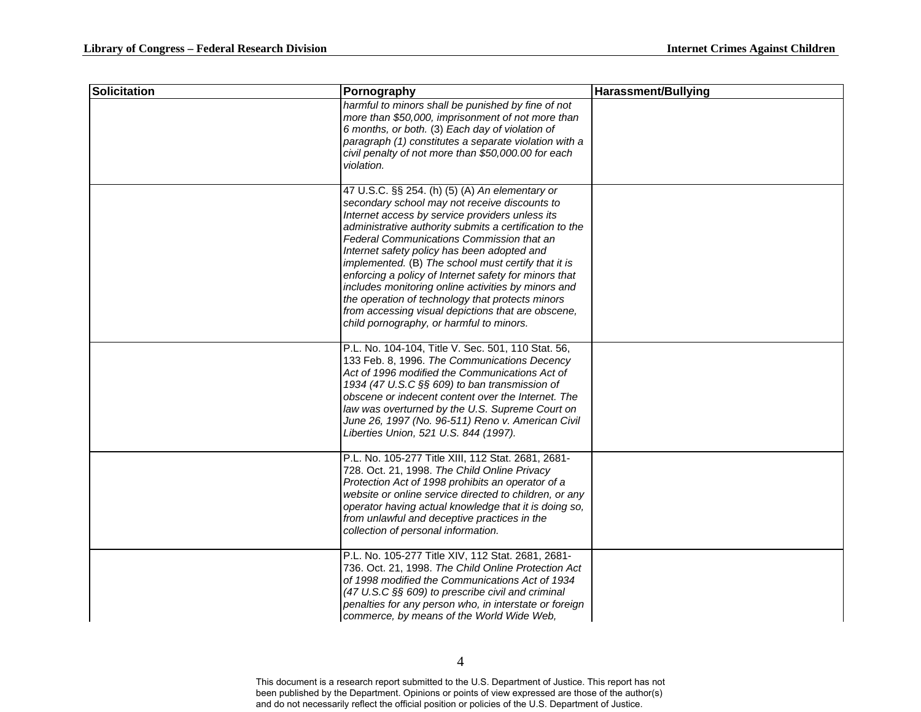| Solicitation | Pornography | Harassment/Bullying |
|---|---|---|
| | *harmful to minors shall be punished by fine of not more than $50,000, imprisonment of not more than 6 months, or both.* (3) *Each day of violation of paragraph (1) constitutes a separate violation with a civil penalty of not more than $50,000.00 for each violation.* | |
| | 47 U.S.C. §§ 254. (h) (5) (A) *An elementary or secondary school may not receive discounts to Internet access by service providers unless its administrative authority submits a certification to the Federal Communications Commission that an Internet safety policy has been adopted and implemented.* (B) *The school must certify that it is enforcing a policy of Internet safety for minors that includes monitoring online activities by minors and the operation of technology that protects minors from accessing visual depictions that are obscene, child pornography, or harmful to minors.* | |
| | P.L. No. 104-104, Title V. Sec. 501, 110 Stat. 56, 133 Feb. 8, 1996. *The Communications Decency Act of 1996 modified the Communications Act of 1934 (47 U.S.C §§ 609) to ban transmission of obscene or indecent content over the Internet. The law was overturned by the U.S. Supreme Court on June 26, 1997 (No. 96-511) Reno v. American Civil Liberties Union, 521 U.S. 844 (1997).* | |
| | P.L. No. 105-277 Title XIII, 112 Stat. 2681, 2681-728. Oct. 21, 1998. *The Child Online Privacy Protection Act of 1998 prohibits an operator of a website or online service directed to children, or any operator having actual knowledge that it is doing so, from unlawful and deceptive practices in the collection of personal information.* | |
| | P.L. No. 105-277 Title XIV, 112 Stat. 2681, 2681-736. Oct. 21, 1998. *The Child Online Protection Act of 1998 modified the Communications Act of 1934 (47 U.S.C §§ 609) to prescribe civil and criminal penalties for any person who, in interstate or foreign commerce, by means of the World Wide Web,* | |

This document is a research report submitted to the U.S. Department of Justice. This report has not been published by the Department. Opinions or points of view expressed are those of the author(s) and do not necessarily reflect the official position or policies of the U.S. Department of Justice.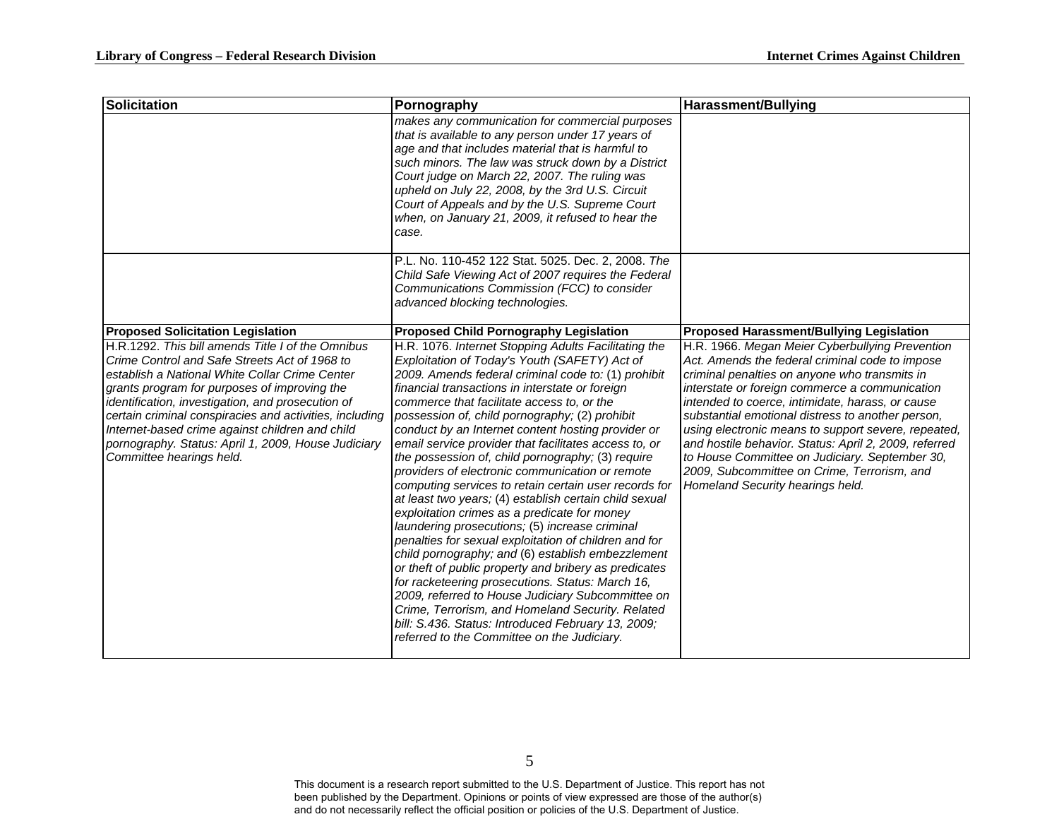| Solicitation | Pornography | Harassment/Bullying |
|---|---|---|
| | *makes any communication for commercial purposes that is available to any person under 17 years of age and that includes material that is harmful to such minors. The law was struck down by a District Court judge on March 22, 2007. The ruling was upheld on July 22, 2008, by the 3rd U.S. Circuit Court of Appeals and by the U.S. Supreme Court when, on January 21, 2009, it refused to hear the case.* | |
| | P.L. No. 110-452 122 Stat. 5025. Dec. 2, 2008. *The Child Safe Viewing Act of 2007 requires the Federal Communications Commission (FCC) to consider advanced blocking technologies.* | |
| **Proposed Solicitation Legislation** | **Proposed Child Pornography Legislation** | **Proposed Harassment/Bullying Legislation** |
| H.R.1292. *This bill amends Title I of the Omnibus Crime Control and Safe Streets Act of 1968 to establish a National White Collar Crime Center grants program for purposes of improving the identification, investigation, and prosecution of certain criminal conspiracies and activities, including Internet-based crime against children and child pornography. Status: April 1, 2009, House Judiciary Committee hearings held.* | H.R. 1076. *Internet Stopping Adults Facilitating the Exploitation of Today's Youth (SAFETY) Act of 2009. Amends federal criminal code to:* (1) *prohibit financial transactions in interstate or foreign commerce that facilitate access to, or the possession of, child pornography;* (2) *prohibit conduct by an Internet content hosting provider or email service provider that facilitates access to, or the possession of, child pornography;* (3) *require providers of electronic communication or remote computing services to retain certain user records for at least two years;* (4) *establish certain child sexual exploitation crimes as a predicate for money laundering prosecutions;* (5) *increase criminal penalties for sexual exploitation of children and for child pornography; and* (6) *establish embezzlement or theft of public property and bribery as predicates for racketeering prosecutions. Status: March 16, 2009, referred to House Judiciary Subcommittee on Crime, Terrorism, and Homeland Security. Related bill: S.436. Status: Introduced February 13, 2009; referred to the Committee on the Judiciary.* | H.R. 1966. *Megan Meier Cyberbullying Prevention Act. Amends the federal criminal code to impose criminal penalties on anyone who transmits in interstate or foreign commerce a communication intended to coerce, intimidate, harass, or cause substantial emotional distress to another person, using electronic means to support severe, repeated, and hostile behavior. Status: April 2, 2009, referred to House Committee on Judiciary. September 30, 2009, Subcommittee on Crime, Terrorism, and Homeland Security hearings held.* |

This document is a research report submitted to the U.S. Department of Justice. This report has not been published by the Department. Opinions or points of view expressed are those of the author(s) and do not necessarily reflect the official position or policies of the U.S. Department of Justice.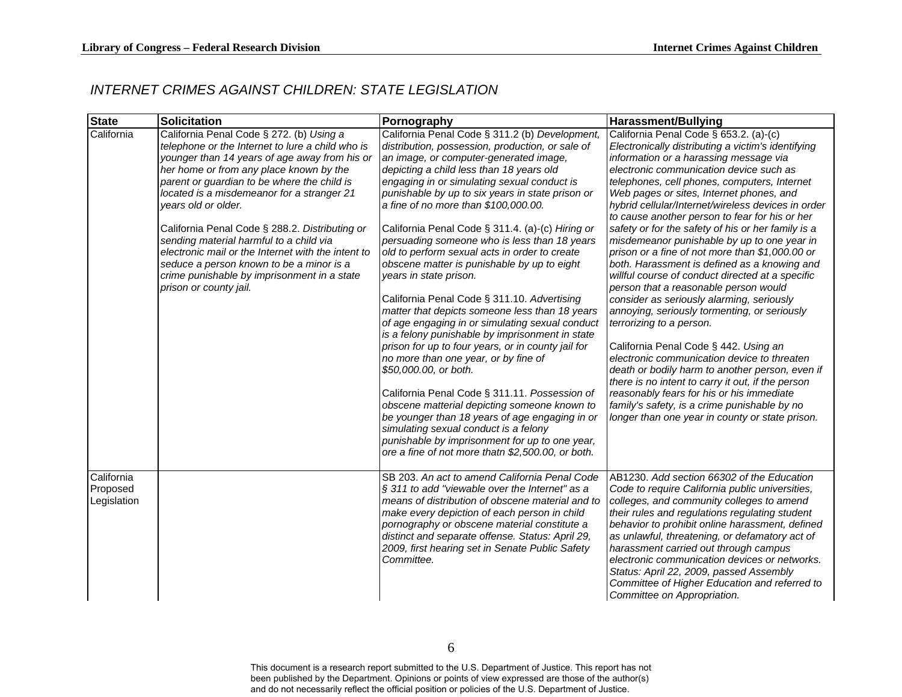## *INTERNET CRIMES AGAINST CHILDREN: STATE LEGISLATION*

| State | Solicitation | Pornography | Harassment/Bullying |
|---|---|---|---|
| California | California Penal Code § 272. (b) *Using a telephone or the Internet to lure a child who is younger than 14 years of age away from his or her home or from any place known by the parent or guardian to be where the child is located is a misdemeanor for a stranger 21 years old or older.*<br><br>California Penal Code § 288.2. *Distributing or sending material harmful to a child via electronic mail or the Internet with the intent to seduce a person known to be a minor is a crime punishable by imprisonment in a state prison or county jail.* | California Penal Code § 311.2 (b) *Development, distribution, possession, production, or sale of an image, or computer-generated image, depicting a child less than 18 years old engaging in or simulating sexual conduct is punishable by up to six years in state prison or a fine of no more than $100,000.00.*<br><br>California Penal Code § 311.4. (a)-(c) *Hiring or persuading someone who is less than 18 years old to perform sexual acts in order to create obscene matter is punishable by up to eight years in state prison.*<br><br>California Penal Code § 311.10. *Advertising matter that depicts someone less than 18 years of age engaging in or simulating sexual conduct is a felony punishable by imprisonment in state prison for up to four years, or in county jail for no more than one year, or by fine of $50,000.00, or both.*<br><br>California Penal Code § 311.11. *Possession of obscene matterial depicting someone known to be younger than 18 years of age engaging in or simulating sexual conduct is a felony punishable by imprisonment for up to one year, ore a fine of not more thatn $2,500.00, or both.* | California Penal Code § 653.2. (a)-(c) *Electronically distributing a victim's identifying information or a harassing message via electronic communication device such as telephones, cell phones, computers, Internet Web pages or sites, Internet phones, and hybrid cellular/Internet/wireless devices in order to cause another person to fear for his or her safety or for the safety of his or her family is a misdemeanor punishable by up to one year in prison or a fine of not more than $1,000.00 or both. Harassment is defined as a knowing and willful course of conduct directed at a specific person that a reasonable person would consider as seriously alarming, seriously annoying, seriously tormenting, or seriously terrorizing to a person.*<br><br>California Penal Code § 442. *Using an electronic communication device to threaten death or bodily harm to another person, even if there is no intent to carry it out, if the person reasonably fears for his or his immediate family's safety, is a crime punishable by no longer than one year in county or state prison.* |
| California Proposed Legislation | | SB 203. *An act to amend California Penal Code § 311 to add "viewable over the Internet" as a means of distribution of obscene material and to make every depiction of each person in child pornography or obscene material constitute a distinct and separate offense. Status: April 29, 2009, first hearing set in Senate Public Safety Committee.* | AB1230. *Add section 66302 of the Education Code to require California public universities, colleges, and community colleges to amend their rules and regulations regulating student behavior to prohibit online harassment, defined as unlawful, threatening, or defamatory act of harassment carried out through campus electronic communication devices or networks. Status: April 22, 2009, passed Assembly Committee of Higher Education and referred to Committee on Appropriation.* |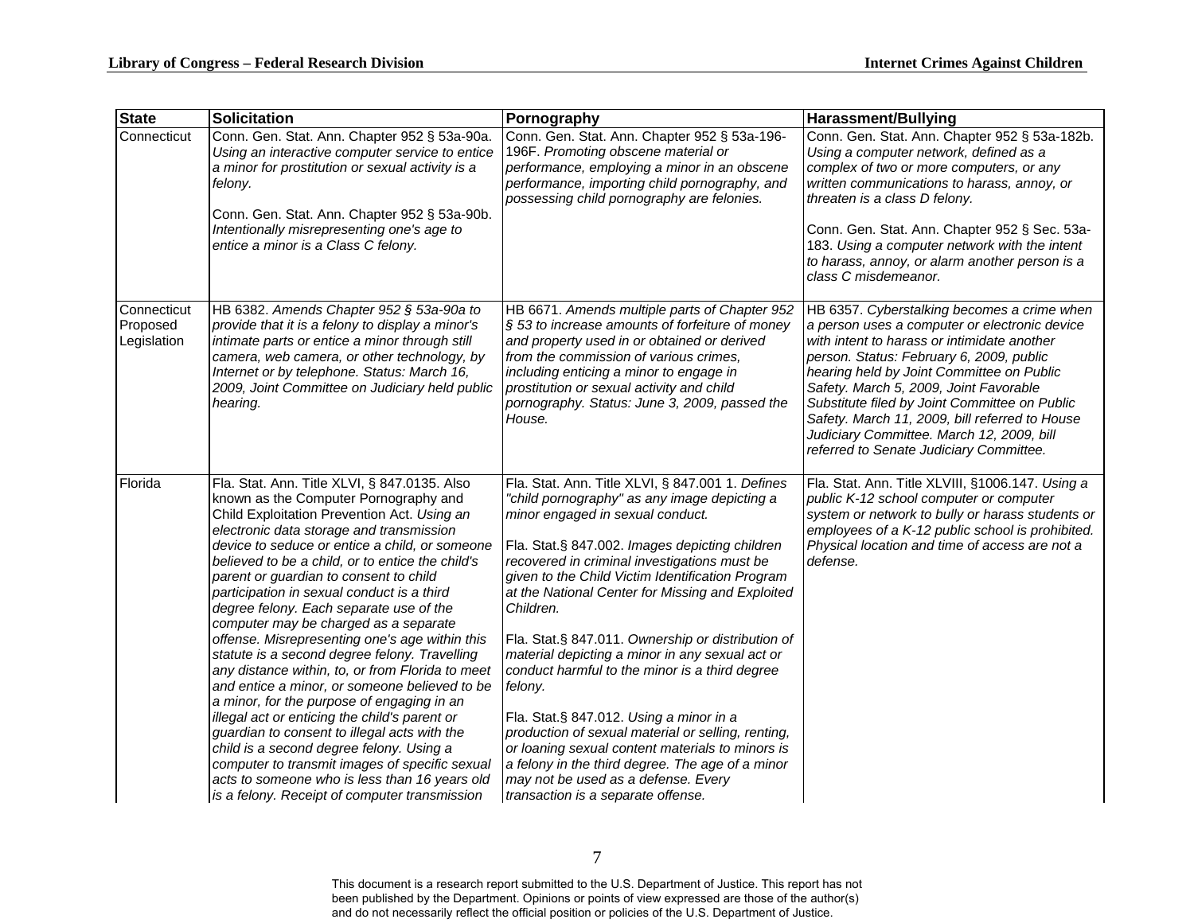| State | Solicitation | Pornography | Harassment/Bullying |
|---|---|---|---|
| Connecticut | Conn. Gen. Stat. Ann. Chapter 952 § 53a-90a. *Using an interactive computer service to entice a minor for prostitution or sexual activity is a felony.*<br><br>Conn. Gen. Stat. Ann. Chapter 952 § 53a-90b. *Intentionally misrepresenting one's age to entice a minor is a Class C felony.* | Conn. Gen. Stat. Ann. Chapter 952 § 53a-196-196F. *Promoting obscene material or performance, employing a minor in an obscene performance, importing child pornography, and possessing child pornography are felonies.* | Conn. Gen. Stat. Ann. Chapter 952 § 53a-182b. *Using a computer network, defined as a complex of two or more computers, or any written communications to harass, annoy, or threaten is a class D felony.*<br><br>Conn. Gen. Stat. Ann. Chapter 952 § Sec. 53a-183. *Using a computer network with the intent to harass, annoy, or alarm another person is a class C misdemeanor.* |
| Connecticut Proposed Legislation | HB 6382. *Amends Chapter 952 § 53a-90a to provide that it is a felony to display a minor's intimate parts or entice a minor through still camera, web camera, or other technology, by Internet or by telephone. Status: March 16, 2009, Joint Committee on Judiciary held public hearing.* | HB 6671. *Amends multiple parts of Chapter 952 § 53 to increase amounts of forfeiture of money and property used in or obtained or derived from the commission of various crimes, including enticing a minor to engage in prostitution or sexual activity and child pornography. Status: June 3, 2009, passed the House.* | HB 6357. *Cyberstalking becomes a crime when a person uses a computer or electronic device with intent to harass or intimidate another person. Status: February 6, 2009, public hearing held by Joint Committee on Public Safety. March 5, 2009, Joint Favorable Substitute filed by Joint Committee on Public Safety. March 11, 2009, bill referred to House Judiciary Committee. March 12, 2009, bill referred to Senate Judiciary Committee.* |
| Florida | Fla. Stat. Ann. Title XLVI, § 847.0135. Also known as the Computer Pornography and Child Exploitation Prevention Act. *Using an electronic data storage and transmission device to seduce or entice a child, or someone believed to be a child, or to entice the child's parent or guardian to consent to child participation in sexual conduct is a third degree felony. Each separate use of the computer may be charged as a separate offense. Misrepresenting one's age within this statute is a second degree felony. Travelling any distance within, to, or from Florida to meet and entice a minor, or someone believed to be a minor, for the purpose of engaging in an illegal act or enticing the child's parent or guardian to consent to illegal acts with the child is a second degree felony. Using a computer to transmit images of specific sexual acts to someone who is less than 16 years old is a felony. Receipt of computer transmission* | Fla. Stat. Ann. Title XLVI, § 847.001 1. *Defines "child pornography" as any image depicting a minor engaged in sexual conduct.*<br><br>Fla. Stat.§ 847.002. *Images depicting children recovered in criminal investigations must be given to the Child Victim Identification Program at the National Center for Missing and Exploited Children.*<br><br>Fla. Stat.§ 847.011. *Ownership or distribution of material depicting a minor in any sexual act or conduct harmful to the minor is a third degree felony.*<br><br>Fla. Stat.§ 847.012. *Using a minor in a production of sexual material or selling, renting, or loaning sexual content materials to minors is a felony in the third degree. The age of a minor may not be used as a defense. Every transaction is a separate offense.* | Fla. Stat. Ann. Title XLVIII, §1006.147. *Using a public K-12 school computer or computer system or network to bully or harass students or employees of a K-12 public school is prohibited. Physical location and time of access are not a defense.* |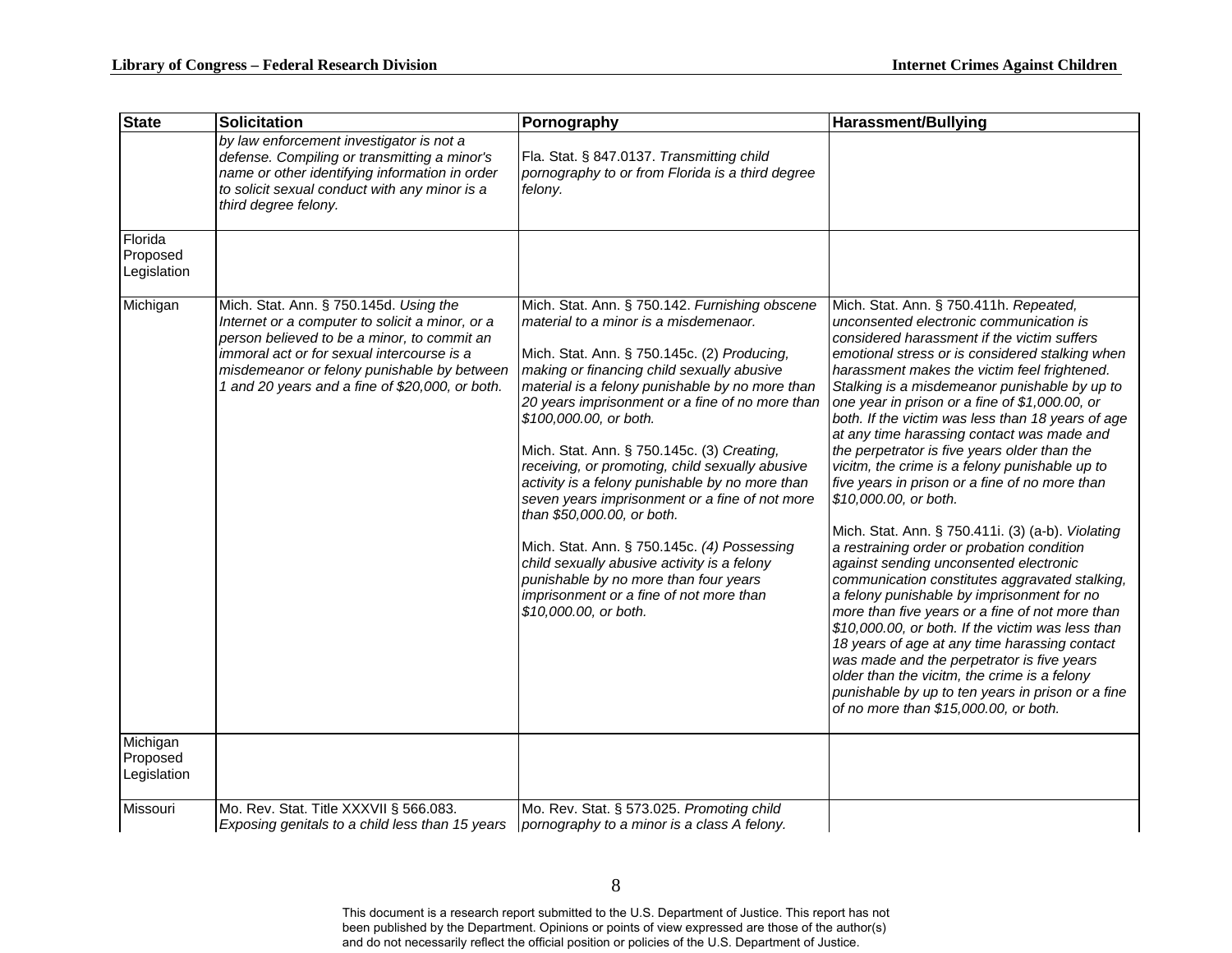| State | Solicitation | Pornography | Harassment/Bullying |
|---|---|---|---|
| | *by law enforcement investigator is not a defense. Compiling or transmitting a minor's name or other identifying information in order to solicit sexual conduct with any minor is a third degree felony.* | Fla. Stat. § 847.0137. *Transmitting child pornography to or from Florida is a third degree felony.* | |
| Florida Proposed Legislation | | | |
| Michigan | Mich. Stat. Ann. § 750.145d. *Using the Internet or a computer to solicit a minor, or a person believed to be a minor, to commit an immoral act or for sexual intercourse is a misdemeanor or felony punishable by between 1 and 20 years and a fine of $20,000, or both.* | Mich. Stat. Ann. § 750.142. *Furnishing obscene material to a minor is a misdemenaor.*<br><br>Mich. Stat. Ann. § 750.145c. (2) *Producing, making or financing child sexually abusive material is a felony punishable by no more than 20 years imprisonment or a fine of no more than $100,000.00, or both.*<br><br>Mich. Stat. Ann. § 750.145c. (3) *Creating, receiving, or promoting, child sexually abusive activity is a felony punishable by no more than seven years imprisonment or a fine of not more than $50,000.00, or both.*<br><br>Mich. Stat. Ann. § 750.145c. *(4) Possessing child sexually abusive activity is a felony punishable by no more than four years imprisonment or a fine of not more than $10,000.00, or both.* | Mich. Stat. Ann. § 750.411h. *Repeated, unconsented electronic communication is considered harassment if the victim suffers emotional stress or is considered stalking when harassment makes the victim feel frightened. Stalking is a misdemeanor punishable by up to one year in prison or a fine of $1,000.00, or both. If the victim was less than 18 years of age at any time harassing contact was made and the perpetrator is five years older than the vicitm, the crime is a felony punishable up to five years in prison or a fine of no more than $10,000.00, or both.*<br><br>Mich. Stat. Ann. § 750.411i. (3) (a-b). *Violating a restraining order or probation condition against sending unconsented electronic communication constitutes aggravated stalking, a felony punishable by imprisonment for no more than five years or a fine of not more than $10,000.00, or both. If the victim was less than 18 years of age at any time harassing contact was made and the perpetrator is five years older than the vicitm, the crime is a felony punishable by up to ten years in prison or a fine of no more than $15,000.00, or both.* |
| Michigan Proposed Legislation | | | |
| Missouri | Mo. Rev. Stat. Title XXXVII § 566.083. *Exposing genitals to a child less than 15 years* | Mo. Rev. Stat. § 573.025. *Promoting child pornography to a minor is a class A felony.* | |

This document is a research report submitted to the U.S. Department of Justice. This report has not been published by the Department. Opinions or points of view expressed are those of the author(s) and do not necessarily reflect the official position or policies of the U.S. Department of Justice.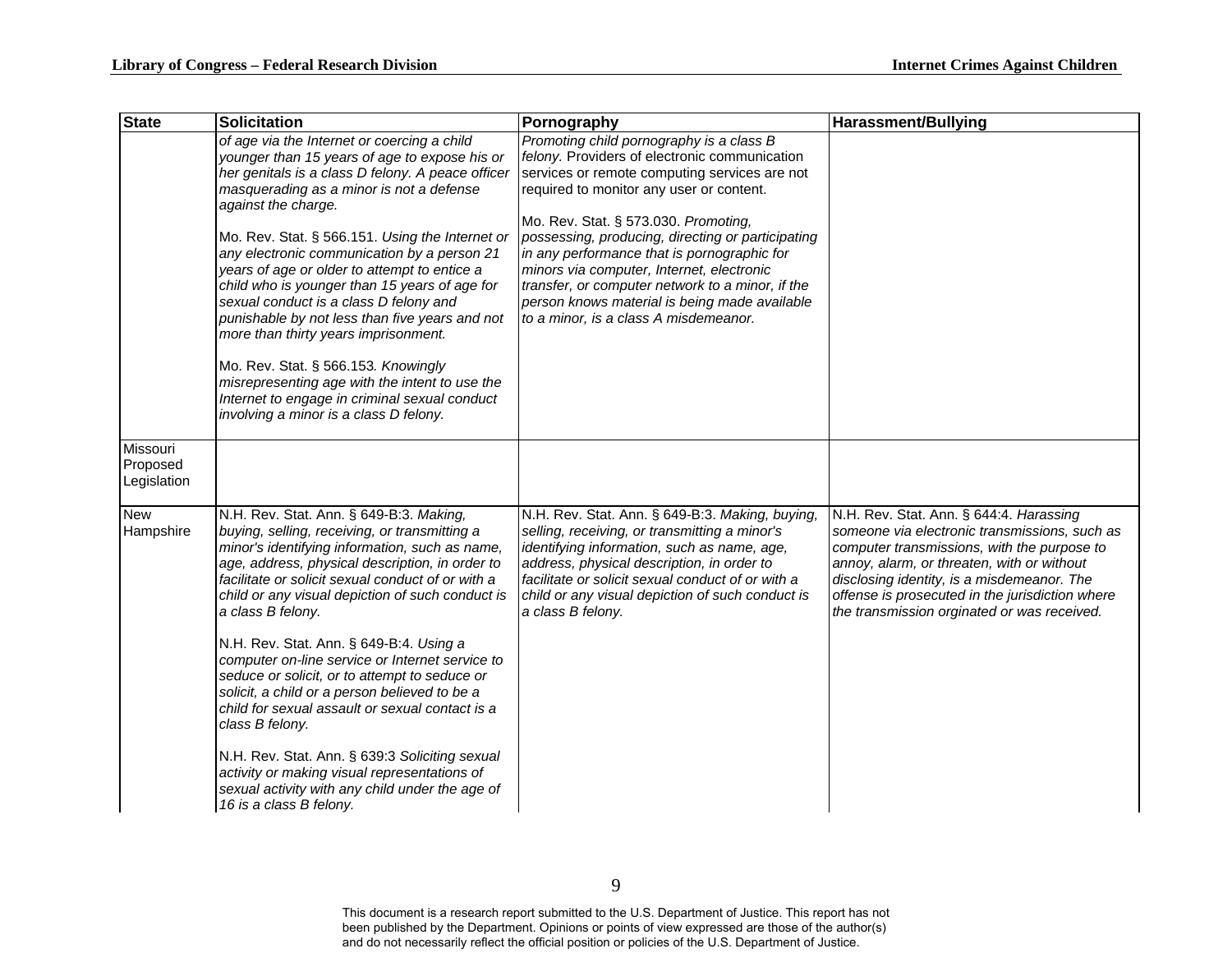| State | Solicitation | Pornography | Harassment/Bullying |
|---|---|---|---|
| | *of age via the Internet or coercing a child younger than 15 years of age to expose his or her genitals is a class D felony. A peace officer masquerading as a minor is not a defense against the charge.*<br><br>Mo. Rev. Stat. § 566.151. *Using the Internet or any electronic communication by a person 21 years of age or older to attempt to entice a child who is younger than 15 years of age for sexual conduct is a class D felony and punishable by not less than five years and not more than thirty years imprisonment.*<br><br>Mo. Rev. Stat. § 566.153*. Knowingly misrepresenting age with the intent to use the Internet to engage in criminal sexual conduct involving a minor is a class D felony.* | *Promoting child pornography is a class B felony.* Providers of electronic communication services or remote computing services are not required to monitor any user or content.<br><br>Mo. Rev. Stat. § 573.030. *Promoting, possessing, producing, directing or participating in any performance that is pornographic for minors via computer, Internet, electronic transfer, or computer network to a minor, if the person knows material is being made available to a minor, is a class A misdemeanor.* | |
| Missouri Proposed Legislation | | | |
| New Hampshire | N.H. Rev. Stat. Ann. § 649-B:3. *Making, buying, selling, receiving, or transmitting a minor's identifying information, such as name, age, address, physical description, in order to facilitate or solicit sexual conduct of or with a child or any visual depiction of such conduct is a class B felony.*<br><br>N.H. Rev. Stat. Ann. § 649-B:4. *Using a computer on-line service or Internet service to seduce or solicit, or to attempt to seduce or solicit, a child or a person believed to be a child for sexual assault or sexual contact is a class B felony.*<br><br>N.H. Rev. Stat. Ann. § 639:3 *Soliciting sexual activity or making visual representations of sexual activity with any child under the age of 16 is a class B felony.* | N.H. Rev. Stat. Ann. § 649-B:3. *Making, buying, selling, receiving, or transmitting a minor's identifying information, such as name, age, address, physical description, in order to facilitate or solicit sexual conduct of or with a child or any visual depiction of such conduct is a class B felony.* | N.H. Rev. Stat. Ann. § 644:4. *Harassing someone via electronic transmissions, such as computer transmissions, with the purpose to annoy, alarm, or threaten, with or without disclosing identity, is a misdemeanor. The offense is prosecuted in the jurisdiction where the transmission orginated or was received.* |

This document is a research report submitted to the U.S. Department of Justice. This report has not been published by the Department. Opinions or points of view expressed are those of the author(s) and do not necessarily reflect the official position or policies of the U.S. Department of Justice.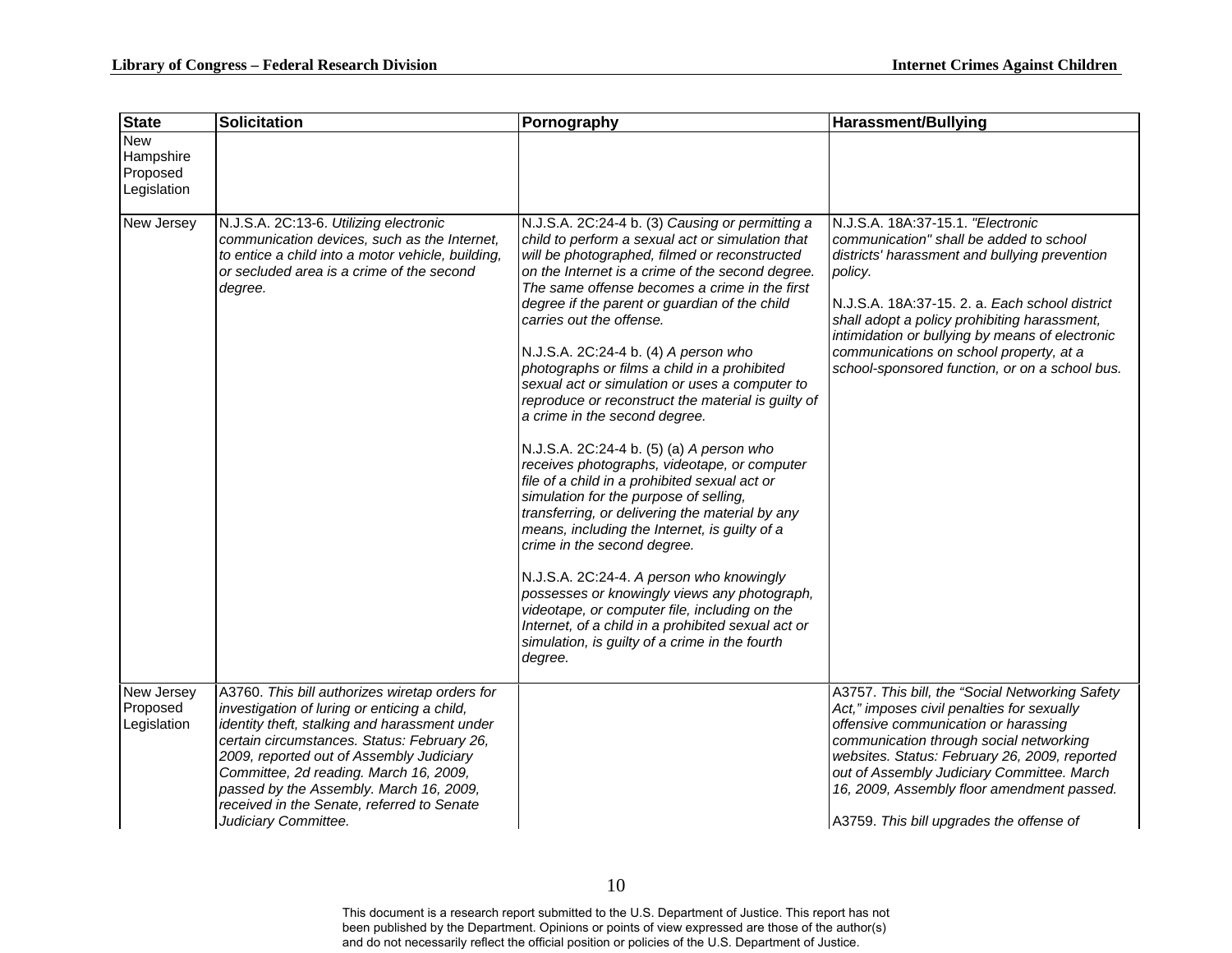| State | Solicitation | Pornography | Harassment/Bullying |
|---|---|---|---|
| New Hampshire Proposed Legislation | | | |
| New Jersey | N.J.S.A. 2C:13-6. *Utilizing electronic communication devices, such as the Internet, to entice a child into a motor vehicle, building, or secluded area is a crime of the second degree.* | N.J.S.A. 2C:24-4 b. (3) *Causing or permitting a child to perform a sexual act or simulation that will be photographed, filmed or reconstructed on the Internet is a crime of the second degree. The same offense becomes a crime in the first degree if the parent or guardian of the child carries out the offense.*<br><br>N.J.S.A. 2C:24-4 b. (4) *A person who photographs or films a child in a prohibited sexual act or simulation or uses a computer to reproduce or reconstruct the material is guilty of a crime in the second degree.*<br><br>N.J.S.A. 2C:24-4 b. (5) (a) *A person who receives photographs, videotape, or computer file of a child in a prohibited sexual act or simulation for the purpose of selling, transferring, or delivering the material by any means, including the Internet, is guilty of a crime in the second degree.*<br><br>N.J.S.A. 2C:24-4. *A person who knowingly possesses or knowingly views any photograph, videotape, or computer file, including on the Internet, of a child in a prohibited sexual act or simulation, is guilty of a crime in the fourth degree.* | N.J.S.A. 18A:37-15.1. *"Electronic communication" shall be added to school districts' harassment and bullying prevention policy.*<br><br>N.J.S.A. 18A:37-15. 2. a. *Each school district shall adopt a policy prohibiting harassment, intimidation or bullying by means of electronic communications on school property, at a school-sponsored function, or on a school bus.* |
| New Jersey Proposed Legislation | A3760. *This bill authorizes wiretap orders for investigation of luring or enticing a child, identity theft, stalking and harassment under certain circumstances. Status: February 26, 2009, reported out of Assembly Judiciary Committee, 2d reading. March 16, 2009, passed by the Assembly. March 16, 2009, received in the Senate, referred to Senate Judiciary Committee.* | | A3757. *This bill, the "Social Networking Safety Act," imposes civil penalties for sexually offensive communication or harassing communication through social networking websites. Status: February 26, 2009, reported out of Assembly Judiciary Committee. March 16, 2009, Assembly floor amendment passed.*<br><br>A3759. *This bill upgrades the offense of* |

This document is a research report submitted to the U.S. Department of Justice. This report has not been published by the Department. Opinions or points of view expressed are those of the author(s) and do not necessarily reflect the official position or policies of the U.S. Department of Justice.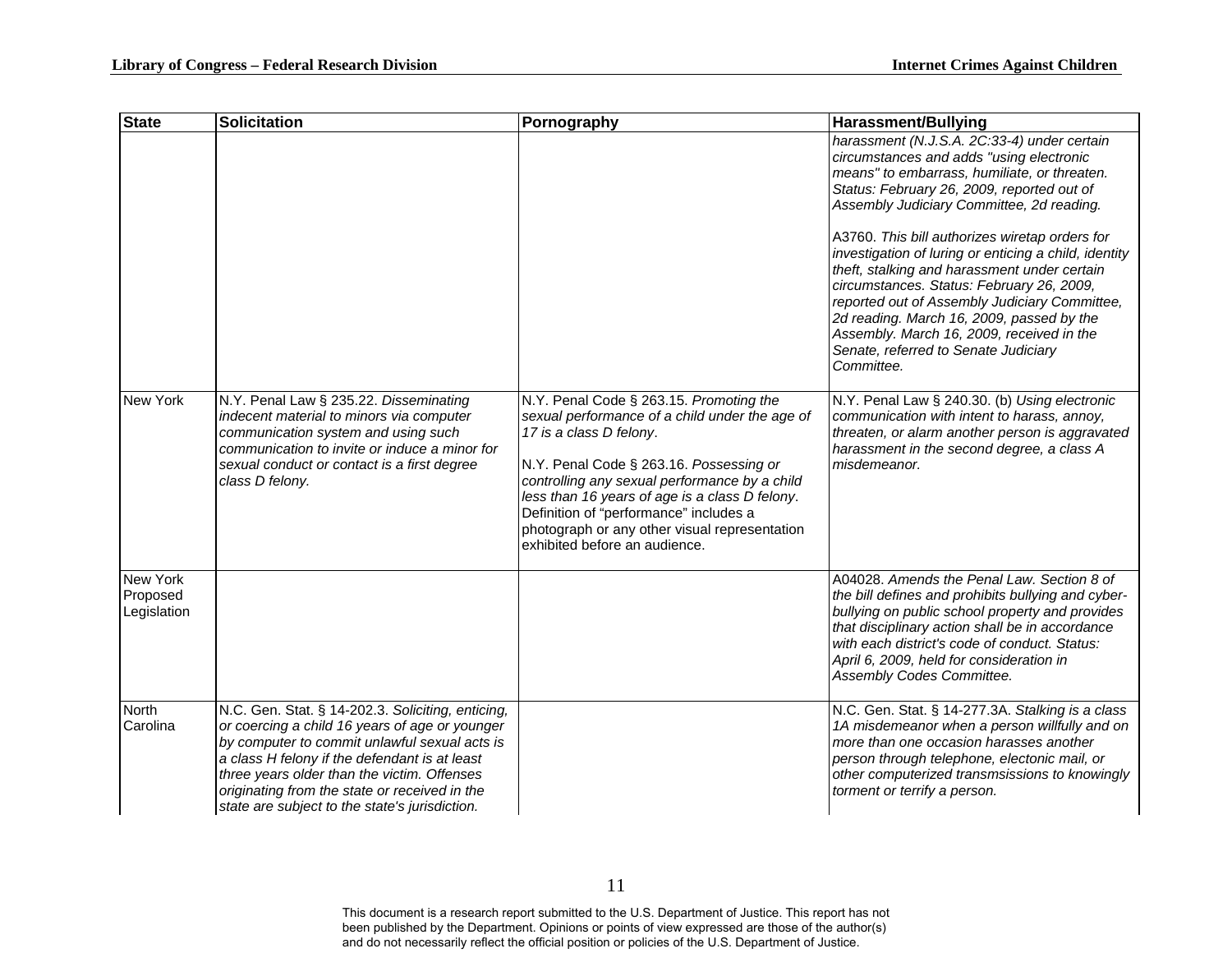| State | Solicitation | Pornography | Harassment/Bullying |
|---|---|---|---|
| | | | *harassment (N.J.S.A. 2C:33-4) under certain circumstances and adds "using electronic means" to embarrass, humiliate, or threaten. Status: February 26, 2009, reported out of Assembly Judiciary Committee, 2d reading.*<br><br>A3760. *This bill authorizes wiretap orders for investigation of luring or enticing a child, identity theft, stalking and harassment under certain circumstances. Status: February 26, 2009, reported out of Assembly Judiciary Committee, 2d reading. March 16, 2009, passed by the Assembly. March 16, 2009, received in the Senate, referred to Senate Judiciary Committee.* |
| New York | N.Y. Penal Law § 235.22. *Disseminating indecent material to minors via computer communication system and using such communication to invite or induce a minor for sexual conduct or contact is a first degree class D felony.* | N.Y. Penal Code § 263.15. *Promoting the sexual performance of a child under the age of 17 is a class D felony*.<br><br>N.Y. Penal Code § 263.16. *Possessing or controlling any sexual performance by a child less than 16 years of age is a class D felony*. Definition of "performance" includes a photograph or any other visual representation exhibited before an audience. | N.Y. Penal Law § 240.30. (b) *Using electronic communication with intent to harass, annoy, threaten, or alarm another person is aggravated harassment in the second degree, a class A misdemeanor.* |
| New York Proposed Legislation | | | A04028. *Amends the Penal Law. Section 8 of the bill defines and prohibits bullying and cyber-bullying on public school property and provides that disciplinary action shall be in accordance with each district's code of conduct. Status: April 6, 2009, held for consideration in Assembly Codes Committee.* |
| North Carolina | N.C. Gen. Stat. § 14-202.3. *Soliciting, enticing, or coercing a child 16 years of age or younger by computer to commit unlawful sexual acts is a class H felony if the defendant is at least three years older than the victim. Offenses originating from the state or received in the state are subject to the state's jurisdiction.* | | N.C. Gen. Stat. § 14-277.3A. *Stalking is a class 1A misdemeanor when a person willfully and on more than one occasion harasses another person through telephone, electonic mail, or other computerized transmsissions to knowingly torment or terrify a person.* |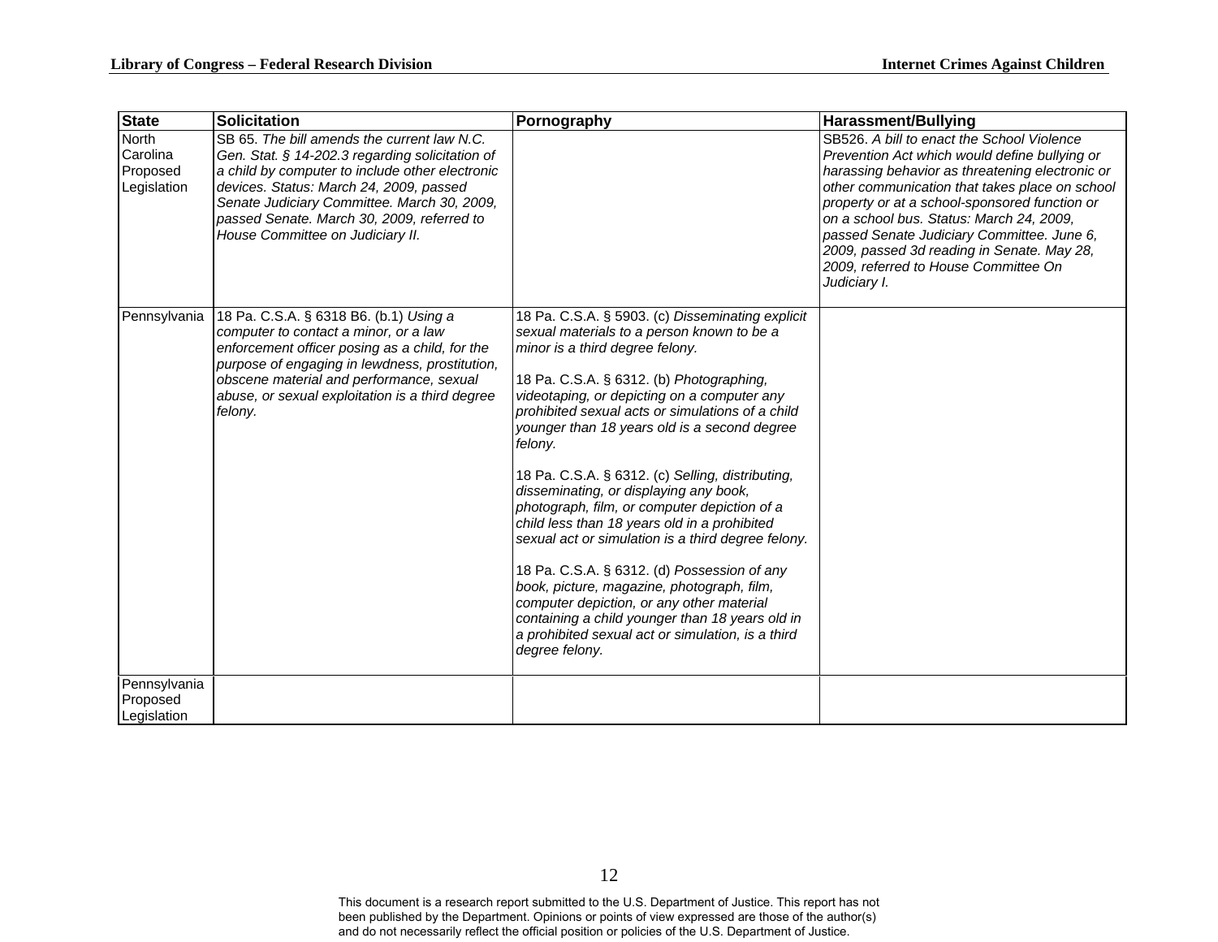| State | Solicitation | Pornography | Harassment/Bullying |
|---|---|---|---|
| North Carolina Proposed Legislation | SB 65. *The bill amends the current law N.C. Gen. Stat. § 14-202.3 regarding solicitation of a child by computer to include other electronic devices. Status: March 24, 2009, passed Senate Judiciary Committee. March 30, 2009, passed Senate. March 30, 2009, referred to House Committee on Judiciary II.* | | SB526. *A bill to enact the School Violence Prevention Act which would define bullying or harassing behavior as threatening electronic or other communication that takes place on school property or at a school-sponsored function or on a school bus. Status: March 24, 2009, passed Senate Judiciary Committee. June 6, 2009, passed 3d reading in Senate. May 28, 2009, referred to House Committee On Judiciary I.* |
| Pennsylvania | 18 Pa. C.S.A. § 6318 B6. (b.1) *Using a computer to contact a minor, or a law enforcement officer posing as a child, for the purpose of engaging in lewdness, prostitution, obscene material and performance, sexual abuse, or sexual exploitation is a third degree felony.* | 18 Pa. C.S.A. § 5903. (c) *Disseminating explicit sexual materials to a person known to be a minor is a third degree felony.*<br><br>18 Pa. C.S.A. § 6312. (b) *Photographing, videotaping, or depicting on a computer any prohibited sexual acts or simulations of a child younger than 18 years old is a second degree felony.*<br><br>18 Pa. C.S.A. § 6312. (c) *Selling, distributing, disseminating, or displaying any book, photograph, film, or computer depiction of a child less than 18 years old in a prohibited sexual act or simulation is a third degree felony.*<br><br>18 Pa. C.S.A. § 6312. (d) *Possession of any book, picture, magazine, photograph, film, computer depiction, or any other material containing a child younger than 18 years old in a prohibited sexual act or simulation, is a third degree felony.* | |
| Pennsylvania Proposed Legislation | | | |

This document is a research report submitted to the U.S. Department of Justice. This report has not been published by the Department. Opinions or points of view expressed are those of the author(s) and do not necessarily reflect the official position or policies of the U.S. Department of Justice.